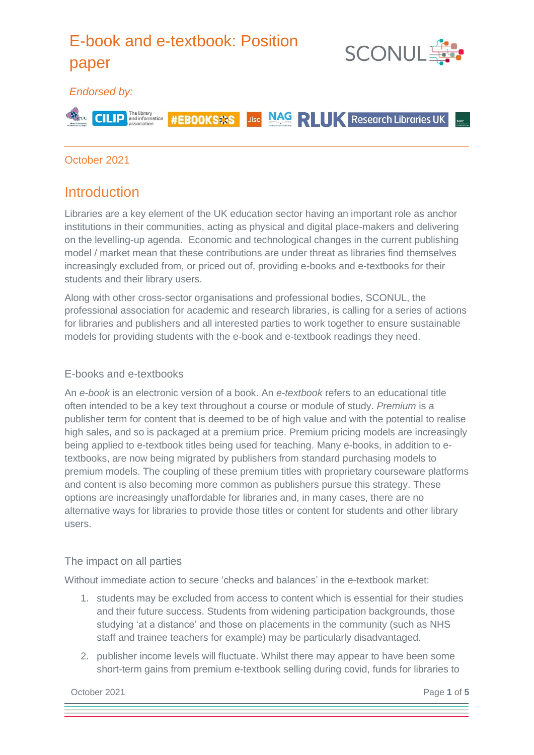# E-book and e-textbook: Position paper

*Endorsed by:*

October 2021

## Introduction

Libraries are a key element of the UK education sector having an important role as anchor institutions in their communities, acting as physical and digital place-makers and delivering on the levelling-up agenda. Economic and technological changes in the current publishing model / market mean that these contributions are under threat as libraries find themselves increasingly excluded from, or priced out of, providing e-books and e-textbooks for their students and their library users.

Along with other cross-sector organisations and professional bodies, SCONUL, the professional association for academic and research libraries, is calling for a series of actions for libraries and publishers and all interested parties to work together to ensure sustainable models for providing students with the e-book and e-textbook readings they need.

### E-books and e-textbooks

An *e-book* is an electronic version of a book. An *e-textbook* refers to an educational title often intended to be a key text throughout a course or module of study. *Premium* is a publisher term for content that is deemed to be of high value and with the potential to realise high sales, and so is packaged at a premium price. Premium pricing models are increasingly being applied to e-textbook titles being used for teaching. Many e-books, in addition to e-textbooks, are now being migrated by publishers from standard purchasing models to premium models. The coupling of these premium titles with proprietary courseware platforms and content is also becoming more common as publishers pursue this strategy. These options are increasingly unaffordable for libraries and, in many cases, there are no alternative ways for libraries to provide those titles or content for students and other library users.

### The impact on all parties

Without immediate action to secure 'checks and balances' in the e-textbook market:

1. students may be excluded from access to content which is essential for their studies and their future success. Students from widening participation backgrounds, those studying 'at a distance' and those on placements in the community (such as NHS staff and trainee teachers for example) may be particularly disadvantaged.
2. publisher income levels will fluctuate. Whilst there may appear to have been some short-term gains from premium e-textbook selling during covid, funds for libraries to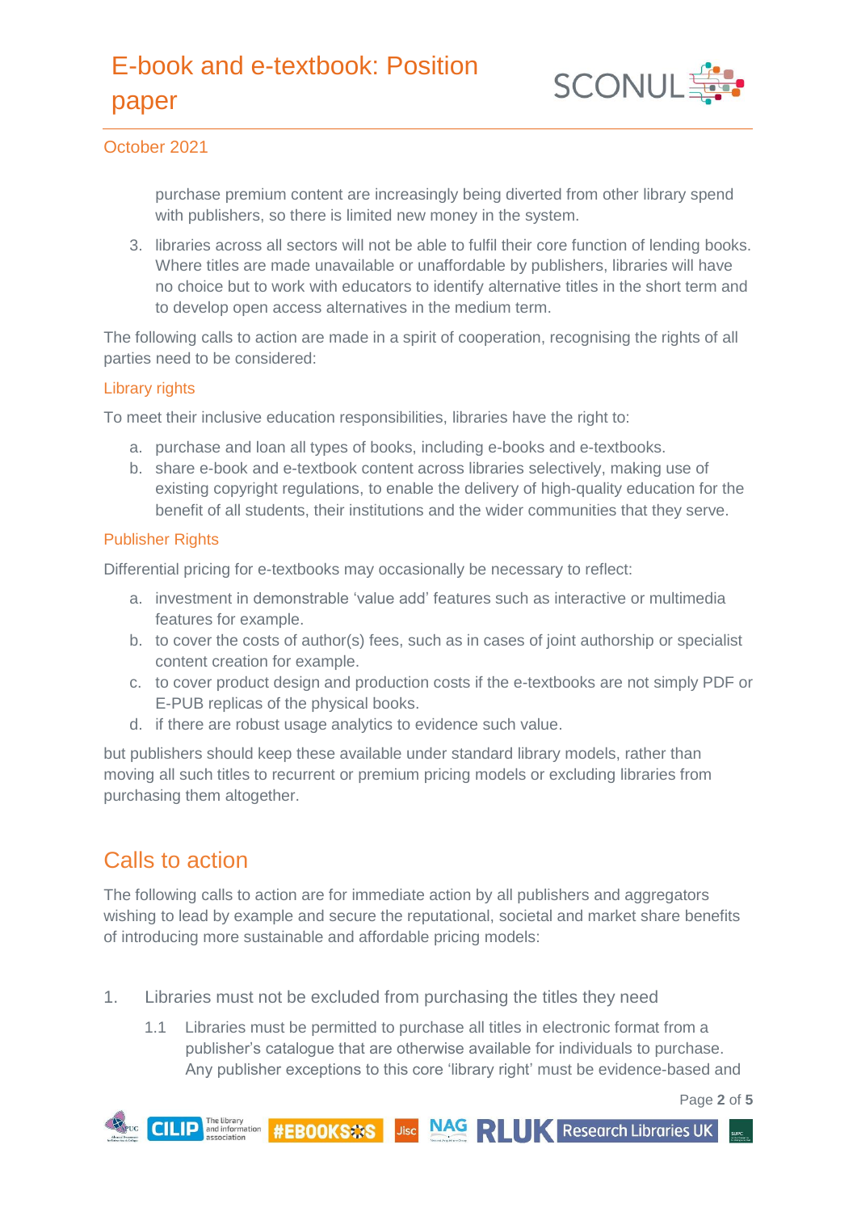purchase premium content are increasingly being diverted from other library spend with publishers, so there is limited new money in the system.

3. libraries across all sectors will not be able to fulfil their core function of lending books. Where titles are made unavailable or unaffordable by publishers, libraries will have no choice but to work with educators to identify alternative titles in the short term and to develop open access alternatives in the medium term.

The following calls to action are made in a spirit of cooperation, recognising the rights of all parties need to be considered:

### Library rights

To meet their inclusive education responsibilities, libraries have the right to:

a. purchase and loan all types of books, including e-books and e-textbooks.
b. share e-book and e-textbook content across libraries selectively, making use of existing copyright regulations, to enable the delivery of high-quality education for the benefit of all students, their institutions and the wider communities that they serve.

### Publisher Rights

Differential pricing for e-textbooks may occasionally be necessary to reflect:

a. investment in demonstrable 'value add' features such as interactive or multimedia features for example.
b. to cover the costs of author(s) fees, such as in cases of joint authorship or specialist content creation for example.
c. to cover product design and production costs if the e-textbooks are not simply PDF or E-PUB replicas of the physical books.
d. if there are robust usage analytics to evidence such value.

but publishers should keep these available under standard library models, rather than moving all such titles to recurrent or premium pricing models or excluding libraries from purchasing them altogether.

## Calls to action

The following calls to action are for immediate action by all publishers and aggregators wishing to lead by example and secure the reputational, societal and market share benefits of introducing more sustainable and affordable pricing models:

1. Libraries must not be excluded from purchasing the titles they need

   1.1 Libraries must be permitted to purchase all titles in electronic format from a publisher's catalogue that are otherwise available for individuals to purchase. Any publisher exceptions to this core 'library right' must be evidence-based and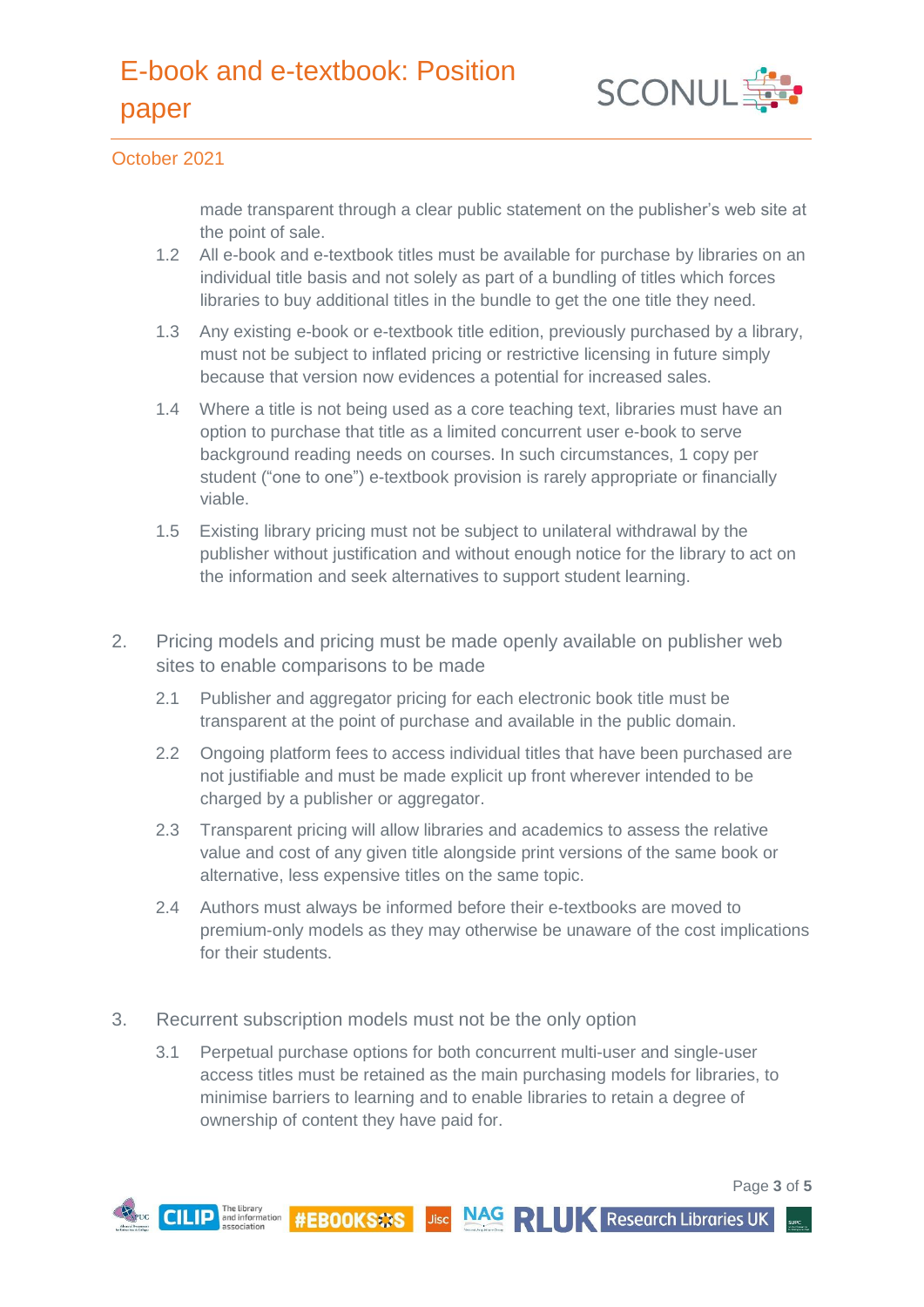made transparent through a clear public statement on the publisher's web site at the point of sale.

1.2 All e-book and e-textbook titles must be available for purchase by libraries on an individual title basis and not solely as part of a bundling of titles which forces libraries to buy additional titles in the bundle to get the one title they need.

1.3 Any existing e-book or e-textbook title edition, previously purchased by a library, must not be subject to inflated pricing or restrictive licensing in future simply because that version now evidences a potential for increased sales.

1.4 Where a title is not being used as a core teaching text, libraries must have an option to purchase that title as a limited concurrent user e-book to serve background reading needs on courses. In such circumstances, 1 copy per student ("one to one") e-textbook provision is rarely appropriate or financially viable.

1.5 Existing library pricing must not be subject to unilateral withdrawal by the publisher without justification and without enough notice for the library to act on the information and seek alternatives to support student learning.

2. Pricing models and pricing must be made openly available on publisher web sites to enable comparisons to be made

2.1 Publisher and aggregator pricing for each electronic book title must be transparent at the point of purchase and available in the public domain.

2.2 Ongoing platform fees to access individual titles that have been purchased are not justifiable and must be made explicit up front wherever intended to be charged by a publisher or aggregator.

2.3 Transparent pricing will allow libraries and academics to assess the relative value and cost of any given title alongside print versions of the same book or alternative, less expensive titles on the same topic.

2.4 Authors must always be informed before their e-textbooks are moved to premium-only models as they may otherwise be unaware of the cost implications for their students.

3. Recurrent subscription models must not be the only option

3.1 Perpetual purchase options for both concurrent multi-user and single-user access titles must be retained as the main purchasing models for libraries, to minimise barriers to learning and to enable libraries to retain a degree of ownership of content they have paid for.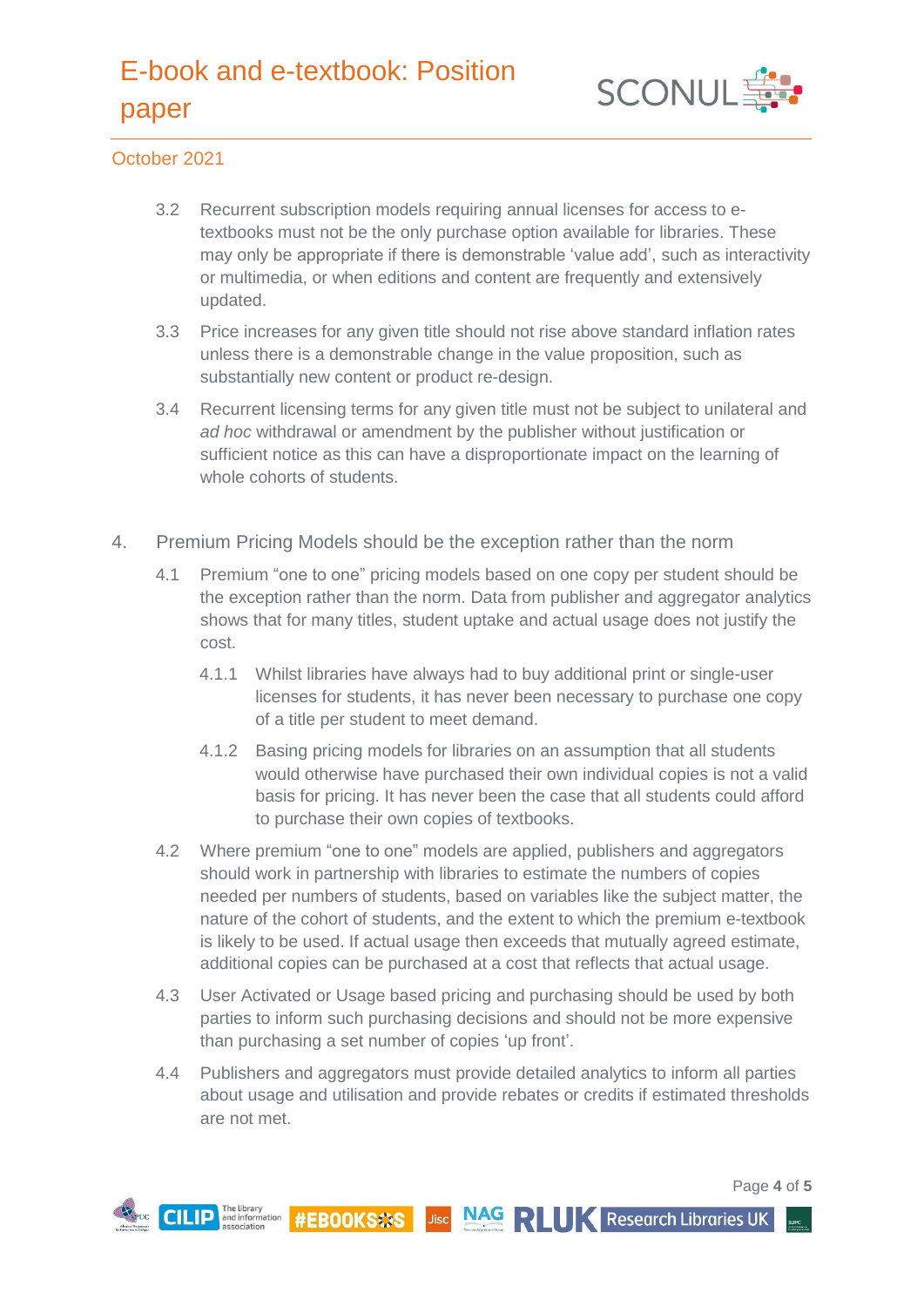3.2 Recurrent subscription models requiring annual licenses for access to e-textbooks must not be the only purchase option available for libraries. These may only be appropriate if there is demonstrable 'value add', such as interactivity or multimedia, or when editions and content are frequently and extensively updated.

3.3 Price increases for any given title should not rise above standard inflation rates unless there is a demonstrable change in the value proposition, such as substantially new content or product re-design.

3.4 Recurrent licensing terms for any given title must not be subject to unilateral and *ad hoc* withdrawal or amendment by the publisher without justification or sufficient notice as this can have a disproportionate impact on the learning of whole cohorts of students.

## 4. Premium Pricing Models should be the exception rather than the norm

4.1 Premium "one to one" pricing models based on one copy per student should be the exception rather than the norm. Data from publisher and aggregator analytics shows that for many titles, student uptake and actual usage does not justify the cost.

4.1.1 Whilst libraries have always had to buy additional print or single-user licenses for students, it has never been necessary to purchase one copy of a title per student to meet demand.

4.1.2 Basing pricing models for libraries on an assumption that all students would otherwise have purchased their own individual copies is not a valid basis for pricing. It has never been the case that all students could afford to purchase their own copies of textbooks.

4.2 Where premium "one to one" models are applied, publishers and aggregators should work in partnership with libraries to estimate the numbers of copies needed per numbers of students, based on variables like the subject matter, the nature of the cohort of students, and the extent to which the premium e-textbook is likely to be used. If actual usage then exceeds that mutually agreed estimate, additional copies can be purchased at a cost that reflects that actual usage.

4.3 User Activated or Usage based pricing and purchasing should be used by both parties to inform such purchasing decisions and should not be more expensive than purchasing a set number of copies 'up front'.

4.4 Publishers and aggregators must provide detailed analytics to inform all parties about usage and utilisation and provide rebates or credits if estimated thresholds are not met.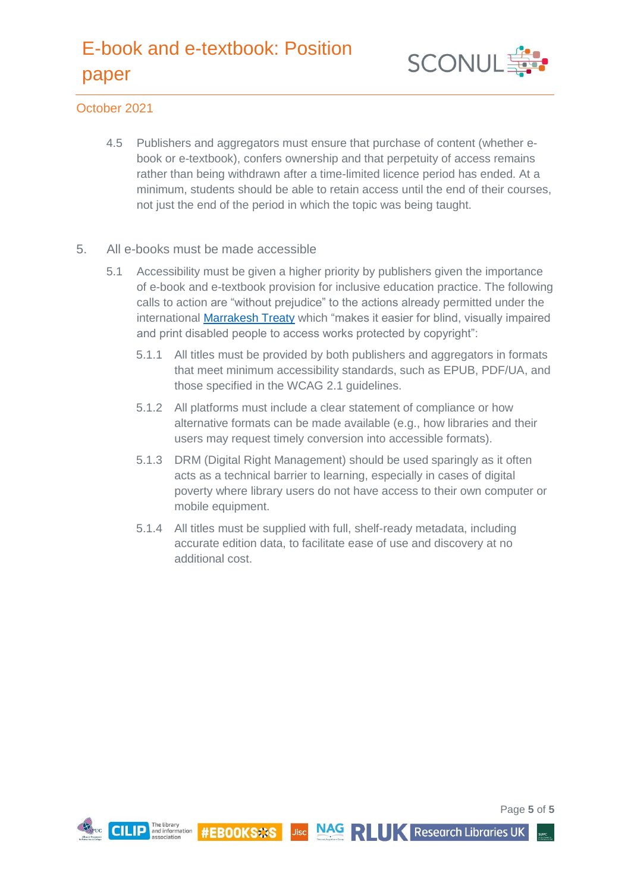4.5 Publishers and aggregators must ensure that purchase of content (whether e-book or e-textbook), confers ownership and that perpetuity of access remains rather than being withdrawn after a time-limited licence period has ended. At a minimum, students should be able to retain access until the end of their courses, not just the end of the period in which the topic was being taught.

## 5. All e-books must be made accessible

5.1 Accessibility must be given a higher priority by publishers given the importance of e-book and e-textbook provision for inclusive education practice. The following calls to action are "without prejudice" to the actions already permitted under the international [Marrakesh Treaty] which "makes it easier for blind, visually impaired and print disabled people to access works protected by copyright":

5.1.1 All titles must be provided by both publishers and aggregators in formats that meet minimum accessibility standards, such as EPUB, PDF/UA, and those specified in the WCAG 2.1 guidelines.

5.1.2 All platforms must include a clear statement of compliance or how alternative formats can be made available (e.g., how libraries and their users may request timely conversion into accessible formats).

5.1.3 DRM (Digital Right Management) should be used sparingly as it often acts as a technical barrier to learning, especially in cases of digital poverty where library users do not have access to their own computer or mobile equipment.

5.1.4 All titles must be supplied with full, shelf-ready metadata, including accurate edition data, to facilitate ease of use and discovery at no additional cost.